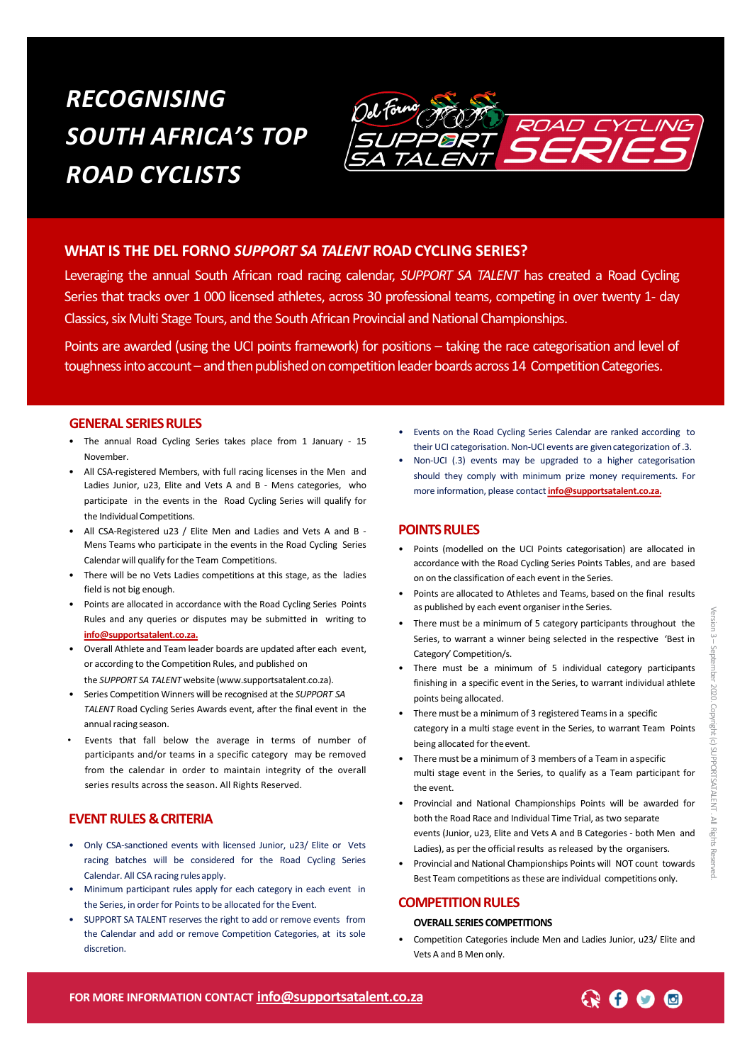# RECOGNISING SOUTH AFRICA'S TOP ROAD CYCLISTS

Del Forno SUPPORT SA TALENT ROAD CYCLING SERIES

## WHAT IS THE DEL FORNO *SUPPORT SA TALENT* ROAD CYCLING SERIES?

Leveraging the annual South African road racing calendar, *SUPPORT SA TALENT* has created a Road Cycling Series that tracks over 1 000 licensed athletes, across 30 professional teams, competing in over twenty 1- day Classics, six Multi Stage Tours, and the South African Provincial and National Championships.

Points are awarded (using the UCI points framework) for positions – taking the race categorisation and level of toughness into account – and then published on competition leader boards across 14 Competition Categories.

## GENERAL SERIES RULES

- The annual Road Cycling Series takes place from 1 January - 15 November.
- All CSA-registered Members, with full racing licenses in the Men and Ladies Junior, u23, Elite and Vets A and B - Mens categories, who participate in the events in the Road Cycling Series will qualify for the Individual Competitions.
- All CSA-Registered u23 / Elite Men and Ladies and Vets A and B - Mens Teams who participate in the events in the Road Cycling Series Calendar will qualify for the Team Competitions.
- There will be no Vets Ladies competitions at this stage, as the ladies field is not big enough.
- Points are allocated in accordance with the Road Cycling Series Points Rules and any queries or disputes may be submitted in writing to **info@supportsatalent.co.za.**
- Overall Athlete and Team leader boards are updated after each event, or according to the Competition Rules, and published on the *SUPPORT SA TALENT* website (www.supportsatalent.co.za).
- Series Competition Winners will be recognised at the *SUPPORT SA TALENT* Road Cycling Series Awards event, after the final event in the annual racing season.
- Events that fall below the average in terms of number of participants and/or teams in a specific category may be removed from the calendar in order to maintain integrity of the overall series results across the season. All Rights Reserved.

## EVENT RULES & CRITERIA

- Only CSA-sanctioned events with licensed Junior, u23/ Elite or Vets racing batches will be considered for the Road Cycling Series Calendar. All CSA racing rules apply.
- Minimum participant rules apply for each category in each event in the Series, in order for Points to be allocated for the Event.
- SUPPORT SA TALENT reserves the right to add or remove events from the Calendar and add or remove Competition Categories, at its sole discretion.
- Events on the Road Cycling Series Calendar are ranked according to their UCI categorisation. Non-UCI events are given categorization of .3.
- Non-UCI (.3) events may be upgraded to a higher categorisation should they comply with minimum prize money requirements. For more information, please contact **info@supportsatalent.co.za.**

## POINTS RULES

- Points (modelled on the UCI Points categorisation) are allocated in accordance with the Road Cycling Series Points Tables, and are based on on the classification of each event in the Series.
- Points are allocated to Athletes and Teams, based on the final results as published by each event organiser in the Series.
- There must be a minimum of 5 category participants throughout the Series, to warrant a winner being selected in the respective 'Best in Category' Competition/s.
- There must be a minimum of 5 individual category participants finishing in a specific event in the Series, to warrant individual athlete points being allocated.
- There must be a minimum of 3 registered Teams in a specific category in a multi stage event in the Series, to warrant Team Points being allocated for the event.
- There must be a minimum of 3 members of a Team in a specific multi stage event in the Series, to qualify as a Team participant for the event.
- Provincial and National Championships Points will be awarded for both the Road Race and Individual Time Trial, as two separate events (Junior, u23, Elite and Vets A and B Categories - both Men and Ladies), as per the official results as released by the organisers.
- Provincial and National Championships Points will NOT count towards Best Team competitions as these are individual competitions only.

## COMPETITION RULES

### OVERALL SERIES COMPETITIONS

- Competition Categories include Men and Ladies Junior, u23/ Elite and Vets A and B Men only.

Version 3 – September 2020. Copyright (c) SUPPORTSATALENT. All Rights Reserved.

**FOR MORE INFORMATION CONTACT info@supportsatalent.co.za**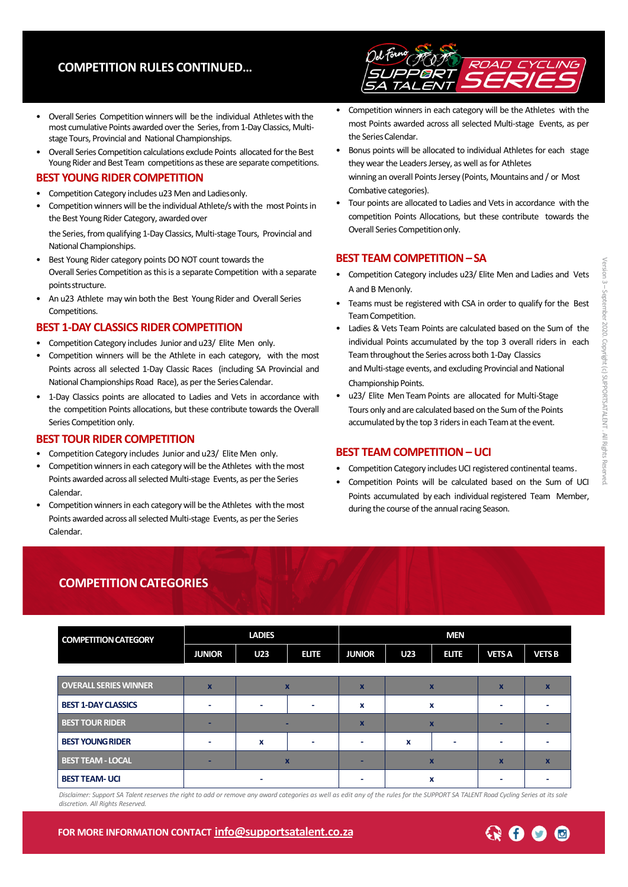## COMPETITION RULES CONTINUED...

- Overall Series Competition winners will be the individual Athletes with the most cumulative Points awarded over the Series, from 1-Day Classics, Multi-stage Tours, Provincial and National Championships.
- Overall Series Competition calculations exclude Points allocated for the Best Young Rider and Best Team competitions as these are separate competitions.

### BEST YOUNG RIDER COMPETITION

- Competition Category includes u23 Men and Ladies only.
- Competition winners will be the individual Athlete/s with the most Points in the Best Young Rider Category, awarded over

  the Series, from qualifying 1-Day Classics, Multi-stage Tours, Provincial and National Championships.
- Best Young Rider category points DO NOT count towards the Overall Series Competition as this is a separate Competition with a separate points structure.
- An u23 Athlete may win both the Best Young Rider and Overall Series Competitions.

### BEST 1-DAY CLASSICS RIDER COMPETITION

- Competition Category includes Junior and u23/ Elite Men only.
- Competition winners will be the Athlete in each category, with the most Points across all selected 1-Day Classic Races (including SA Provincial and National Championships Road Race), as per the Series Calendar.
- 1-Day Classics points are allocated to Ladies and Vets in accordance with the competition Points allocations, but these contribute towards the Overall Series Competition only.

### BEST TOUR RIDER COMPETITION

- Competition Category includes Junior and u23/ Elite Men only.
- Competition winners in each category will be the Athletes with the most Points awarded across all selected Multi-stage Events, as per the Series Calendar.
- Competition winners in each category will be the Athletes with the most Points awarded across all selected Multi-stage Events, as per the Series Calendar.
- Competition winners in each category will be the Athletes with the most Points awarded across all selected Multi-stage Events, as per the Series Calendar.
- Bonus points will be allocated to individual Athletes for each stage they wear the Leaders Jersey, as well as for Athletes winning an overall Points Jersey (Points, Mountains and / or Most Combative categories).
- Tour points are allocated to Ladies and Vets in accordance with the competition Points Allocations, but these contribute towards the Overall Series Competition only.

### BEST TEAM COMPETITION – SA

- Competition Category includes u23/ Elite Men and Ladies and Vets A and B Men only.
- Teams must be registered with CSA in order to qualify for the Best Team Competition.
- Ladies & Vets Team Points are calculated based on the Sum of the individual Points accumulated by the top 3 overall riders in each Team throughout the Series across both 1-Day Classics and Multi-stage events, and excluding Provincial and National Championship Points.
- u23/ Elite Men Team Points are allocated for Multi-Stage Tours only and are calculated based on the Sum of the Points accumulated by the top 3 riders in each Team at the event.

### BEST TEAM COMPETITION – UCI

- Competition Category includes UCI registered continental teams.
- Competition Points will be calculated based on the Sum of UCI Points accumulated by each individual registered Team Member, during the course of the annual racing Season.

## COMPETITION CATEGORIES

| COMPETITION CATEGORY | LADIES | | | MEN | | | | |
|---|---|---|---|---|---|---|---|---|
| | JUNIOR | U23 | ELITE | JUNIOR | U23 | ELITE | VETS A | VETS B |
| OVERALL SERIES WINNER | x | x | | x | x | | x | x |
| BEST 1-DAY CLASSICS | - | - | - | x | x | | - | - |
| BEST TOUR RIDER | - | - | | x | x | | - | - |
| BEST YOUNG RIDER | - | x | - | - | x | - | - | - |
| BEST TEAM - LOCAL | - | x | | - | x | | x | x |
| BEST TEAM- UCI | - | | | - | x | | - | - |

*Disclaimer: Support SA Talent reserves the right to add or remove any award categories as well as edit any of the rules for the SUPPORT SA TALENT Road Cycling Series at its sole discretion. All Rights Reserved.*

**FOR MORE INFORMATION CONTACT info@supportsatalent.co.za**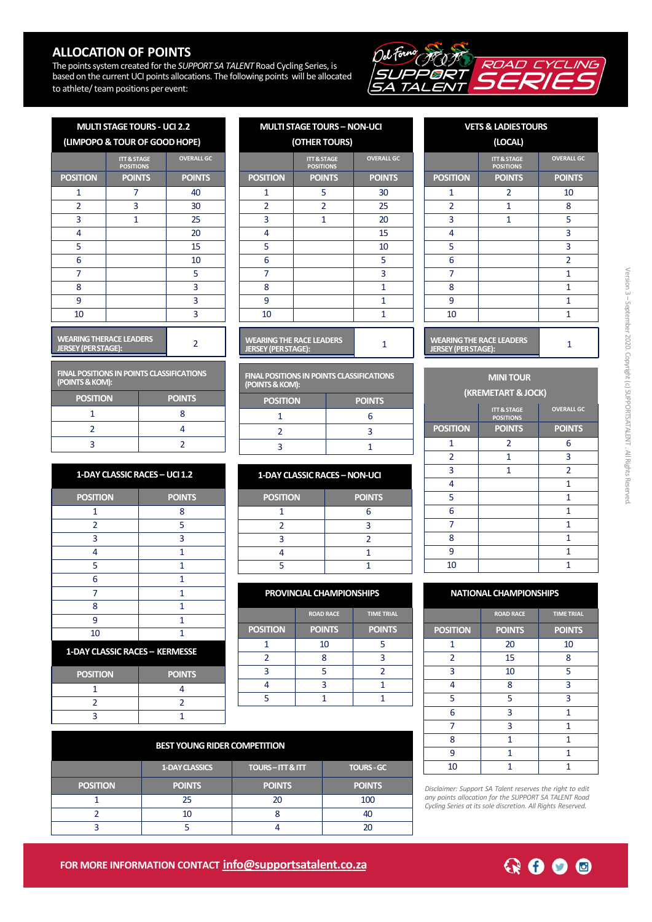# ALLOCATION OF POINTS

The points system created for the *SUPPORT SA TALENT* Road Cycling Series, is based on the current UCI points allocations. The following points will be allocated to athlete/ team positions per event:

Del Forno SUPPORT SA TALENT ROAD CYCLING SERIES

## MULTI STAGE TOURS - UCI 2.2 (LIMPOPO & TOUR OF GOOD HOPE)

| | ITT & STAGE POSITIONS | OVERALL GC |
|---|---|---|
| POSITION | POINTS | POINTS |
| 1 | 7 | 40 |
| 2 | 3 | 30 |
| 3 | 1 | 25 |
| 4 | | 20 |
| 5 | | 15 |
| 6 | | 10 |
| 7 | | 5 |
| 8 | | 3 |
| 9 | | 3 |
| 10 | | 3 |

| | |
|---|---|
| WEARING THE RACE LEADERS JERSEY (PER STAGE): | 2 |

**FINAL POSITIONS IN POINTS CLASSIFICATIONS (POINTS & KOM):**

| POSITION | POINTS |
|---|---|
| 1 | 8 |
| 2 | 4 |
| 3 | 2 |

## MULTI STAGE TOURS – NON-UCI (OTHER TOURS)

| | ITT & STAGE POSITIONS | OVERALL GC |
|---|---|---|
| POSITION | POINTS | POINTS |
| 1 | 5 | 30 |
| 2 | 2 | 25 |
| 3 | 1 | 20 |
| 4 | | 15 |
| 5 | | 10 |
| 6 | | 5 |
| 7 | | 3 |
| 8 | | 1 |
| 9 | | 1 |
| 10 | | 1 |

| | |
|---|---|
| WEARING THE RACE LEADERS JERSEY (PER STAGE): | 1 |

**FINAL POSITIONS IN POINTS CLASSIFICATIONS (POINTS & KOM):**

| POSITION | POINTS |
|---|---|
| 1 | 6 |
| 2 | 3 |
| 3 | 1 |

## VETS & LADIES TOURS (LOCAL)

| | ITT & STAGE POSITIONS | OVERALL GC |
|---|---|---|
| POSITION | POINTS | POINTS |
| 1 | 2 | 10 |
| 2 | 1 | 8 |
| 3 | 1 | 5 |
| 4 | | 3 |
| 5 | | 3 |
| 6 | | 2 |
| 7 | | 1 |
| 8 | | 1 |
| 9 | | 1 |
| 10 | | 1 |

| | |
|---|---|
| WEARING THE RACE LEADERS JERSEY (PER STAGE): | 1 |

## MINI TOUR (KREMETART & JOCK)

| | ITT & STAGE POSITIONS | OVERALL GC |
|---|---|---|
| POSITION | POINTS | POINTS |
| 1 | 2 | 6 |
| 2 | 1 | 3 |
| 3 | 1 | 2 |
| 4 | | 1 |
| 5 | | 1 |
| 6 | | 1 |
| 7 | | 1 |
| 8 | | 1 |
| 9 | | 1 |
| 10 | | 1 |

## 1-DAY CLASSIC RACES – UCI 1.2

| POSITION | POINTS |
|---|---|
| 1 | 8 |
| 2 | 5 |
| 3 | 3 |
| 4 | 1 |
| 5 | 1 |
| 6 | 1 |
| 7 | 1 |
| 8 | 1 |
| 9 | 1 |
| 10 | 1 |

## 1-DAY CLASSIC RACES – KERMESSE

| POSITION | POINTS |
|---|---|
| 1 | 4 |
| 2 | 2 |
| 3 | 1 |

## 1-DAY CLASSIC RACES – NON-UCI

| POSITION | POINTS |
|---|---|
| 1 | 6 |
| 2 | 3 |
| 3 | 2 |
| 4 | 1 |
| 5 | 1 |

## PROVINCIAL CHAMPIONSHIPS

| | ROAD RACE | TIME TRIAL |
|---|---|---|
| POSITION | POINTS | POINTS |
| 1 | 10 | 5 |
| 2 | 8 | 3 |
| 3 | 5 | 2 |
| 4 | 3 | 1 |
| 5 | 1 | 1 |

## NATIONAL CHAMPIONSHIPS

| | ROAD RACE | TIME TRIAL |
|---|---|---|
| POSITION | POINTS | POINTS |
| 1 | 20 | 10 |
| 2 | 15 | 8 |
| 3 | 10 | 5 |
| 4 | 8 | 3 |
| 5 | 5 | 3 |
| 6 | 3 | 1 |
| 7 | 3 | 1 |
| 8 | 1 | 1 |
| 9 | 1 | 1 |
| 10 | 1 | 1 |

## BEST YOUNG RIDER COMPETITION

| | 1-DAY CLASSICS | TOURS – ITT & ITT | TOURS - GC |
|---|---|---|---|
| POSITION | POINTS | POINTS | POINTS |
| 1 | 25 | 20 | 100 |
| 2 | 10 | 8 | 40 |
| 3 | 5 | 4 | 20 |

*Disclaimer: Support SA Talent reserves the right to edit any points allocation for the SUPPORT SA TALENT Road Cycling Series at its sole discretion. All Rights Reserved.*

Version 3 – September 2020. Copyright (c) SUPPORTSATALENT . All Rights Reserved.

**FOR MORE INFORMATION CONTACT info@supportsatalent.co.za**